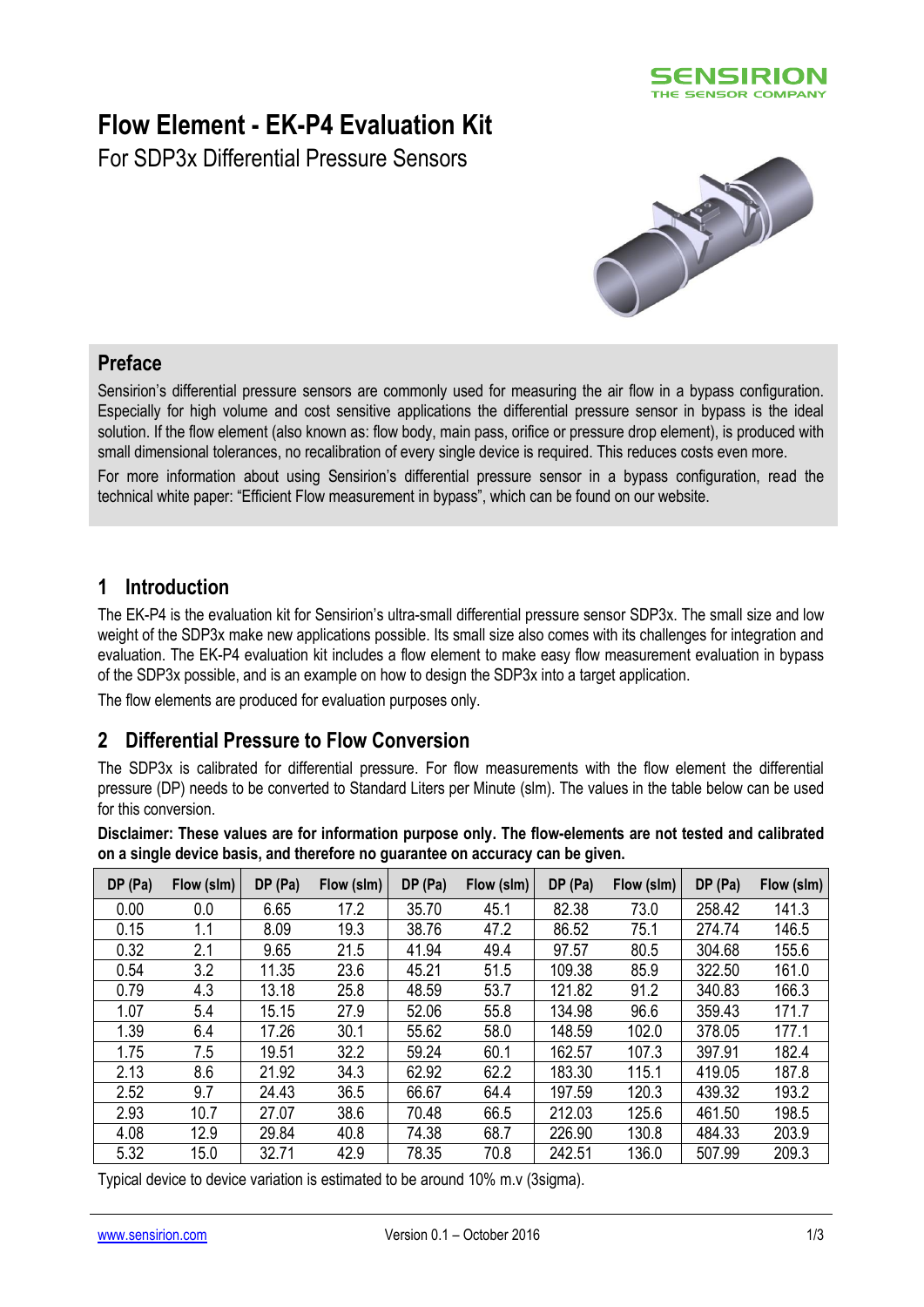# Flow Element - EK-P4 Evaluation Kit

For SDP3x Differential Pressure Sensors

## Preface

Sensirion's differential pressure sensors are commonly used for measuring the air flow in a bypass configuration. Especially for high volume and cost sensitive applications the differential pressure sensor in bypass is the ideal solution. If the flow element (also known as: flow body, main pass, orifice or pressure drop element), is produced with small dimensional tolerances, no recalibration of every single device is required. This reduces costs even more.

For more information about using Sensirion's differential pressure sensor in a bypass configuration, read the technical white paper: "Efficient Flow measurement in bypass", which can be found on our website.

## 1 Introduction

The EK-P4 is the evaluation kit for Sensirion's ultra-small differential pressure sensor SDP3x. The small size and low weight of the SDP3x make new applications possible. Its small size also comes with its challenges for integration and evaluation. The EK-P4 evaluation kit includes a flow element to make easy flow measurement evaluation in bypass of the SDP3x possible, and is an example on how to design the SDP3x into a target application.

The flow elements are produced for evaluation purposes only.

## 2 Differential Pressure to Flow Conversion

The SDP3x is calibrated for differential pressure. For flow measurements with the flow element the differential pressure (DP) needs to be converted to Standard Liters per Minute (slm). The values in the table below can be used for this conversion.

**Disclaimer: These values are for information purpose only. The flow-elements are not tested and calibrated on a single device basis, and therefore no guarantee on accuracy can be given.**

| DP (Pa) | Flow (slm) | DP (Pa) | Flow (slm) | DP (Pa) | Flow (slm) | DP (Pa) | Flow (slm) | DP (Pa) | Flow (slm) |
|---|---|---|---|---|---|---|---|---|---|
| 0.00 | 0.0 | 6.65 | 17.2 | 35.70 | 45.1 | 82.38 | 73.0 | 258.42 | 141.3 |
| 0.15 | 1.1 | 8.09 | 19.3 | 38.76 | 47.2 | 86.52 | 75.1 | 274.74 | 146.5 |
| 0.32 | 2.1 | 9.65 | 21.5 | 41.94 | 49.4 | 97.57 | 80.5 | 304.68 | 155.6 |
| 0.54 | 3.2 | 11.35 | 23.6 | 45.21 | 51.5 | 109.38 | 85.9 | 322.50 | 161.0 |
| 0.79 | 4.3 | 13.18 | 25.8 | 48.59 | 53.7 | 121.82 | 91.2 | 340.83 | 166.3 |
| 1.07 | 5.4 | 15.15 | 27.9 | 52.06 | 55.8 | 134.98 | 96.6 | 359.43 | 171.7 |
| 1.39 | 6.4 | 17.26 | 30.1 | 55.62 | 58.0 | 148.59 | 102.0 | 378.05 | 177.1 |
| 1.75 | 7.5 | 19.51 | 32.2 | 59.24 | 60.1 | 162.57 | 107.3 | 397.91 | 182.4 |
| 2.13 | 8.6 | 21.92 | 34.3 | 62.92 | 62.2 | 183.30 | 115.1 | 419.05 | 187.8 |
| 2.52 | 9.7 | 24.43 | 36.5 | 66.67 | 64.4 | 197.59 | 120.3 | 439.32 | 193.2 |
| 2.93 | 10.7 | 27.07 | 38.6 | 70.48 | 66.5 | 212.03 | 125.6 | 461.50 | 198.5 |
| 4.08 | 12.9 | 29.84 | 40.8 | 74.38 | 68.7 | 226.90 | 130.8 | 484.33 | 203.9 |
| 5.32 | 15.0 | 32.71 | 42.9 | 78.35 | 70.8 | 242.51 | 136.0 | 507.99 | 209.3 |

Typical device to device variation is estimated to be around 10% m.v (3sigma).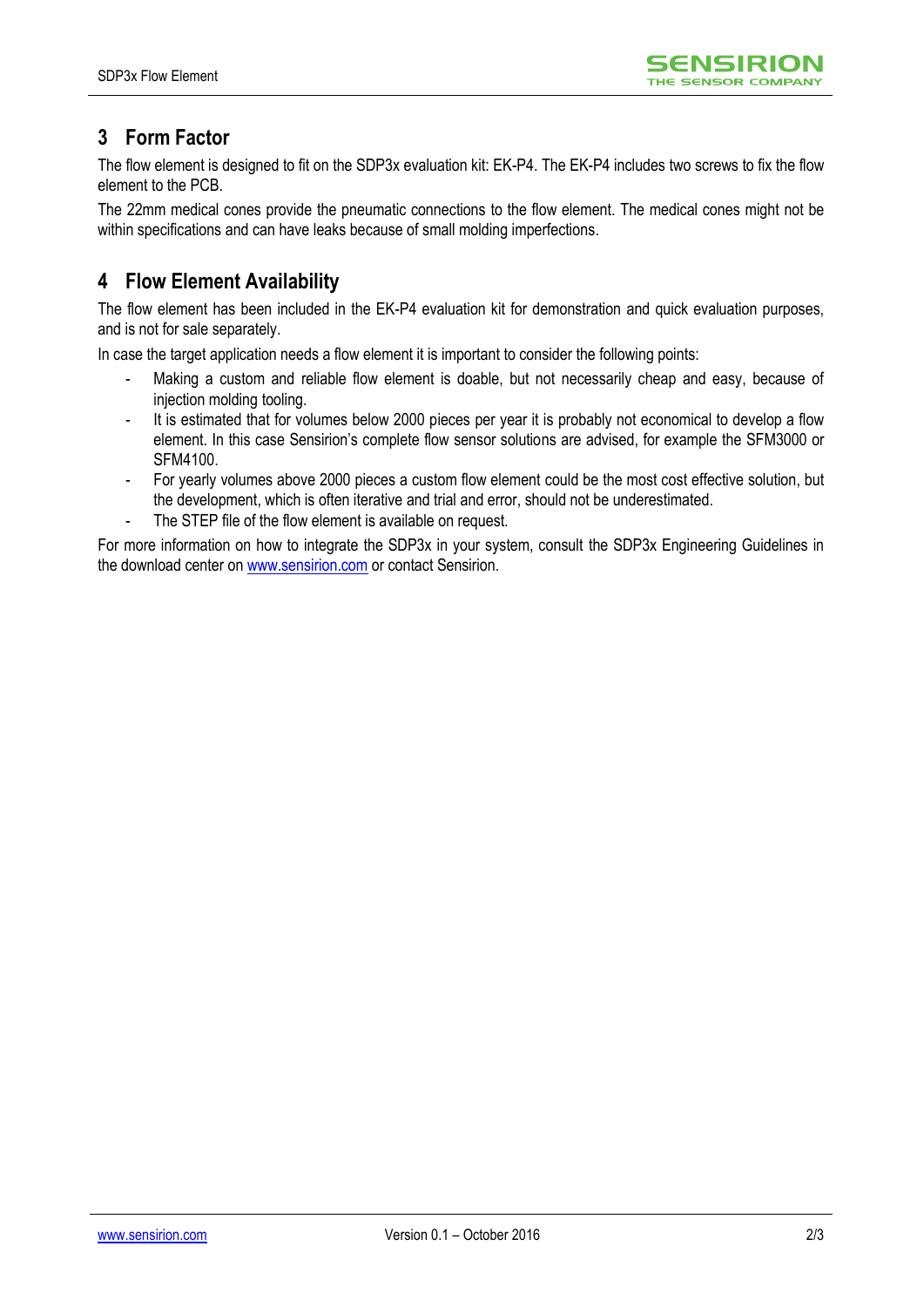## 3 Form Factor

The flow element is designed to fit on the SDP3x evaluation kit: EK-P4. The EK-P4 includes two screws to fix the flow element to the PCB.

The 22mm medical cones provide the pneumatic connections to the flow element. The medical cones might not be within specifications and can have leaks because of small molding imperfections.

## 4 Flow Element Availability

The flow element has been included in the EK-P4 evaluation kit for demonstration and quick evaluation purposes, and is not for sale separately.

In case the target application needs a flow element it is important to consider the following points:

- Making a custom and reliable flow element is doable, but not necessarily cheap and easy, because of injection molding tooling.
- It is estimated that for volumes below 2000 pieces per year it is probably not economical to develop a flow element. In this case Sensirion's complete flow sensor solutions are advised, for example the SFM3000 or SFM4100.
- For yearly volumes above 2000 pieces a custom flow element could be the most cost effective solution, but the development, which is often iterative and trial and error, should not be underestimated.
- The STEP file of the flow element is available on request.

For more information on how to integrate the SDP3x in your system, consult the SDP3x Engineering Guidelines in the download center on www.sensirion.com or contact Sensirion.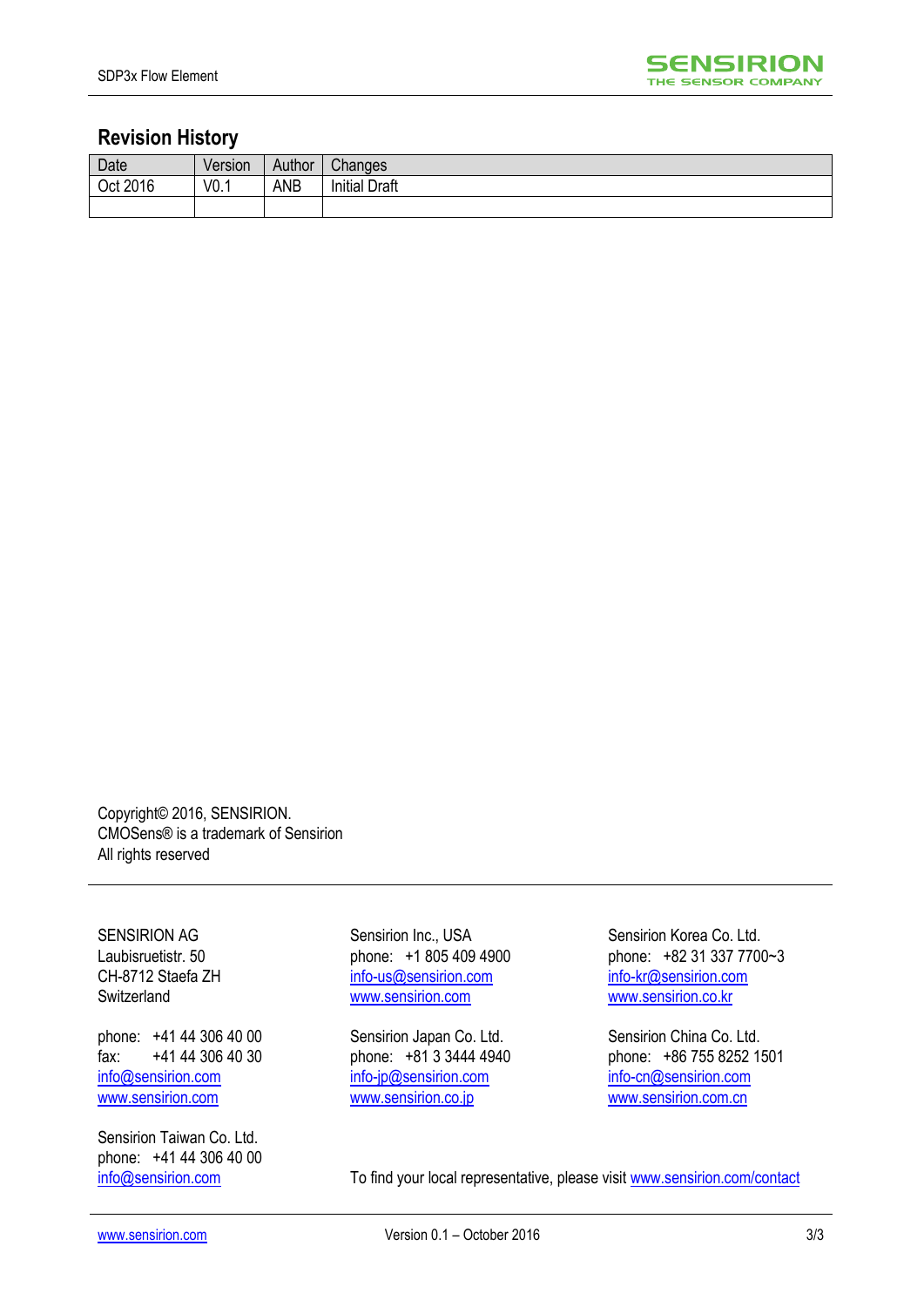## Revision History

| Date | Version | Author | Changes |
|---|---|---|---|
| Oct 2016 | V0.1 | ANB | Initial Draft |
| | | | |

Copyright© 2016, SENSIRION.
CMOSens® is a trademark of Sensirion
All rights reserved

---

SENSIRION AG
Laubisruetistr. 50
CH-8712 Staefa ZH
Switzerland

phone: +41 44 306 40 00
fax: +41 44 306 40 30
info@sensirion.com
www.sensirion.com

Sensirion Taiwan Co. Ltd.
phone: +41 44 306 40 00
info@sensirion.com

Sensirion Inc., USA
phone: +1 805 409 4900
info-us@sensirion.com
www.sensirion.com

Sensirion Japan Co. Ltd.
phone: +81 3 3444 4940
info-jp@sensirion.com
www.sensirion.co.jp

Sensirion Korea Co. Ltd.
phone: +82 31 337 7700~3
info-kr@sensirion.com
www.sensirion.co.kr

Sensirion China Co. Ltd.
phone: +86 755 8252 1501
info-cn@sensirion.com
www.sensirion.com.cn

To find your local representative, please visit www.sensirion.com/contact